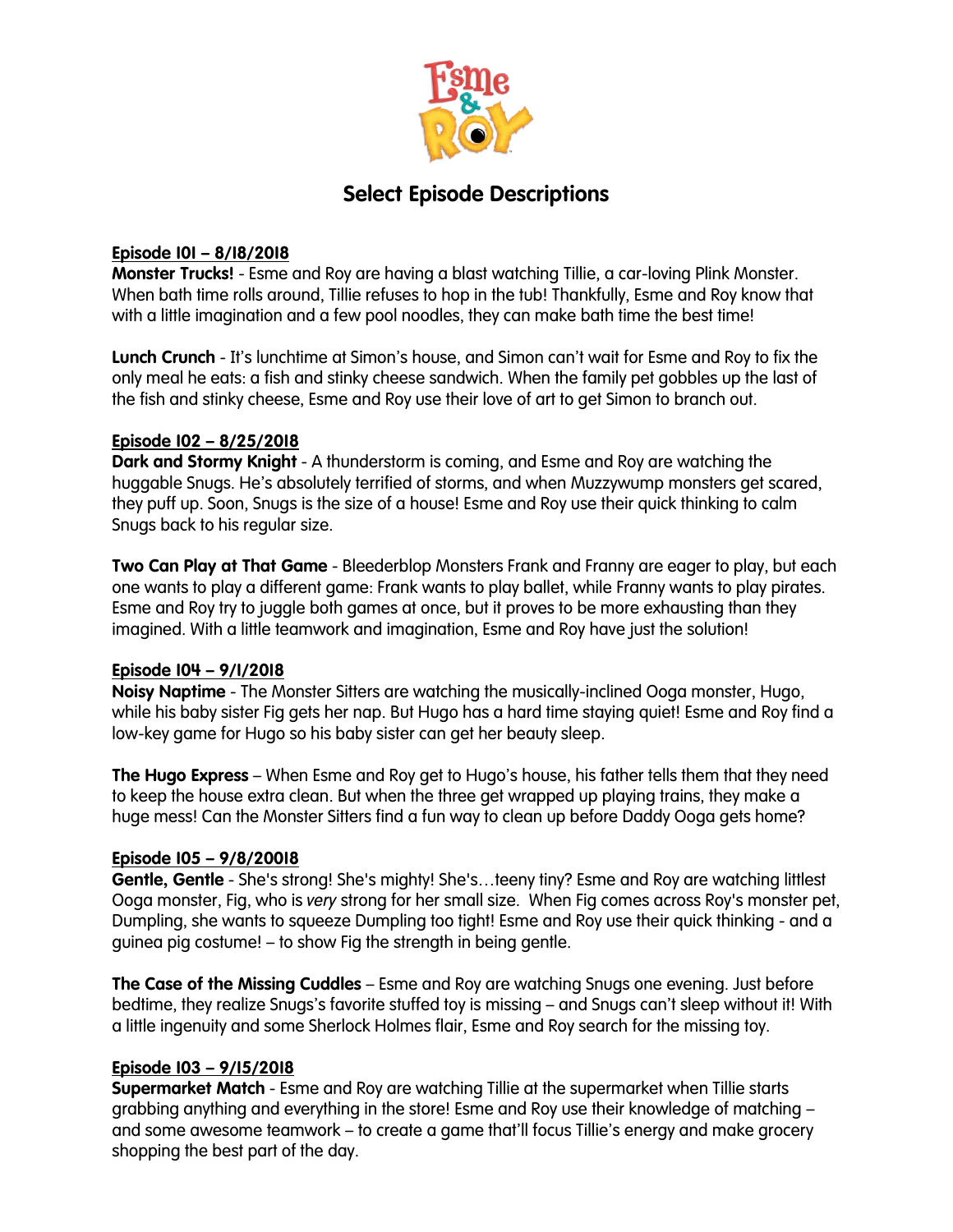# Select Episode Descriptions

**Episode 101 – 8/18/2018**

**Monster Trucks!** - Esme and Roy are having a blast watching Tillie, a car-loving Plink Monster. When bath time rolls around, Tillie refuses to hop in the tub! Thankfully, Esme and Roy know that with a little imagination and a few pool noodles, they can make bath time the best time!

**Lunch Crunch** - It's lunchtime at Simon's house, and Simon can't wait for Esme and Roy to fix the only meal he eats: a fish and stinky cheese sandwich. When the family pet gobbles up the last of the fish and stinky cheese, Esme and Roy use their love of art to get Simon to branch out.

**Episode 102 – 8/25/2018**

**Dark and Stormy Knight** - A thunderstorm is coming, and Esme and Roy are watching the huggable Snugs. He's absolutely terrified of storms, and when Muzzywump monsters get scared, they puff up. Soon, Snugs is the size of a house! Esme and Roy use their quick thinking to calm Snugs back to his regular size.

**Two Can Play at That Game** - Bleederblop Monsters Frank and Franny are eager to play, but each one wants to play a different game: Frank wants to play ballet, while Franny wants to play pirates. Esme and Roy try to juggle both games at once, but it proves to be more exhausting than they imagined. With a little teamwork and imagination, Esme and Roy have just the solution!

**Episode 104 – 9/1/2018**

**Noisy Naptime** - The Monster Sitters are watching the musically-inclined Ooga monster, Hugo, while his baby sister Fig gets her nap. But Hugo has a hard time staying quiet! Esme and Roy find a low-key game for Hugo so his baby sister can get her beauty sleep.

**The Hugo Express** – When Esme and Roy get to Hugo's house, his father tells them that they need to keep the house extra clean. But when the three get wrapped up playing trains, they make a huge mess! Can the Monster Sitters find a fun way to clean up before Daddy Ooga gets home?

**Episode 105 – 9/8/20018**

**Gentle, Gentle** - She's strong! She's mighty! She's…teeny tiny? Esme and Roy are watching littlest Ooga monster, Fig, who is *very* strong for her small size. When Fig comes across Roy's monster pet, Dumpling, she wants to squeeze Dumpling too tight! Esme and Roy use their quick thinking - and a guinea pig costume! – to show Fig the strength in being gentle.

**The Case of the Missing Cuddles** – Esme and Roy are watching Snugs one evening. Just before bedtime, they realize Snugs's favorite stuffed toy is missing – and Snugs can't sleep without it! With a little ingenuity and some Sherlock Holmes flair, Esme and Roy search for the missing toy.

**Episode 103 – 9/15/2018**

**Supermarket Match** - Esme and Roy are watching Tillie at the supermarket when Tillie starts grabbing anything and everything in the store! Esme and Roy use their knowledge of matching – and some awesome teamwork – to create a game that'll focus Tillie's energy and make grocery shopping the best part of the day.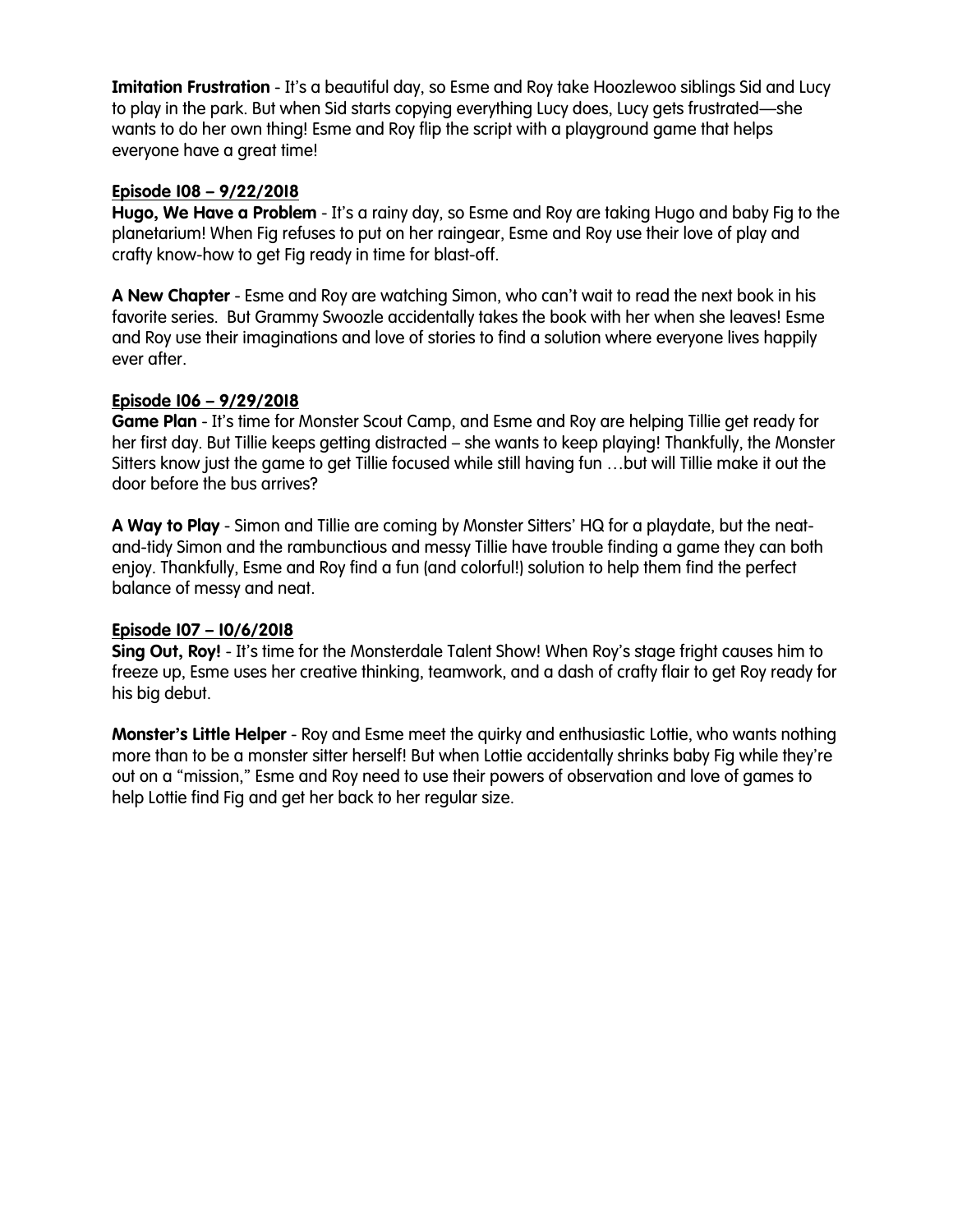**Imitation Frustration** - It's a beautiful day, so Esme and Roy take Hoozlewoo siblings Sid and Lucy to play in the park. But when Sid starts copying everything Lucy does, Lucy gets frustrated—she wants to do her own thing! Esme and Roy flip the script with a playground game that helps everyone have a great time!

**Episode 108 – 9/22/2018**

**Hugo, We Have a Problem** - It's a rainy day, so Esme and Roy are taking Hugo and baby Fig to the planetarium! When Fig refuses to put on her raingear, Esme and Roy use their love of play and crafty know-how to get Fig ready in time for blast-off.

**A New Chapter** - Esme and Roy are watching Simon, who can't wait to read the next book in his favorite series. But Grammy Swoozle accidentally takes the book with her when she leaves! Esme and Roy use their imaginations and love of stories to find a solution where everyone lives happily ever after.

**Episode 106 – 9/29/2018**

**Game Plan** - It's time for Monster Scout Camp, and Esme and Roy are helping Tillie get ready for her first day. But Tillie keeps getting distracted – she wants to keep playing! Thankfully, the Monster Sitters know just the game to get Tillie focused while still having fun …but will Tillie make it out the door before the bus arrives?

**A Way to Play** - Simon and Tillie are coming by Monster Sitters' HQ for a playdate, but the neat-and-tidy Simon and the rambunctious and messy Tillie have trouble finding a game they can both enjoy. Thankfully, Esme and Roy find a fun (and colorful!) solution to help them find the perfect balance of messy and neat.

**Episode 107 – 10/6/2018**

**Sing Out, Roy!** - It's time for the Monsterdale Talent Show! When Roy's stage fright causes him to freeze up, Esme uses her creative thinking, teamwork, and a dash of crafty flair to get Roy ready for his big debut.

**Monster's Little Helper** - Roy and Esme meet the quirky and enthusiastic Lottie, who wants nothing more than to be a monster sitter herself! But when Lottie accidentally shrinks baby Fig while they're out on a "mission," Esme and Roy need to use their powers of observation and love of games to help Lottie find Fig and get her back to her regular size.